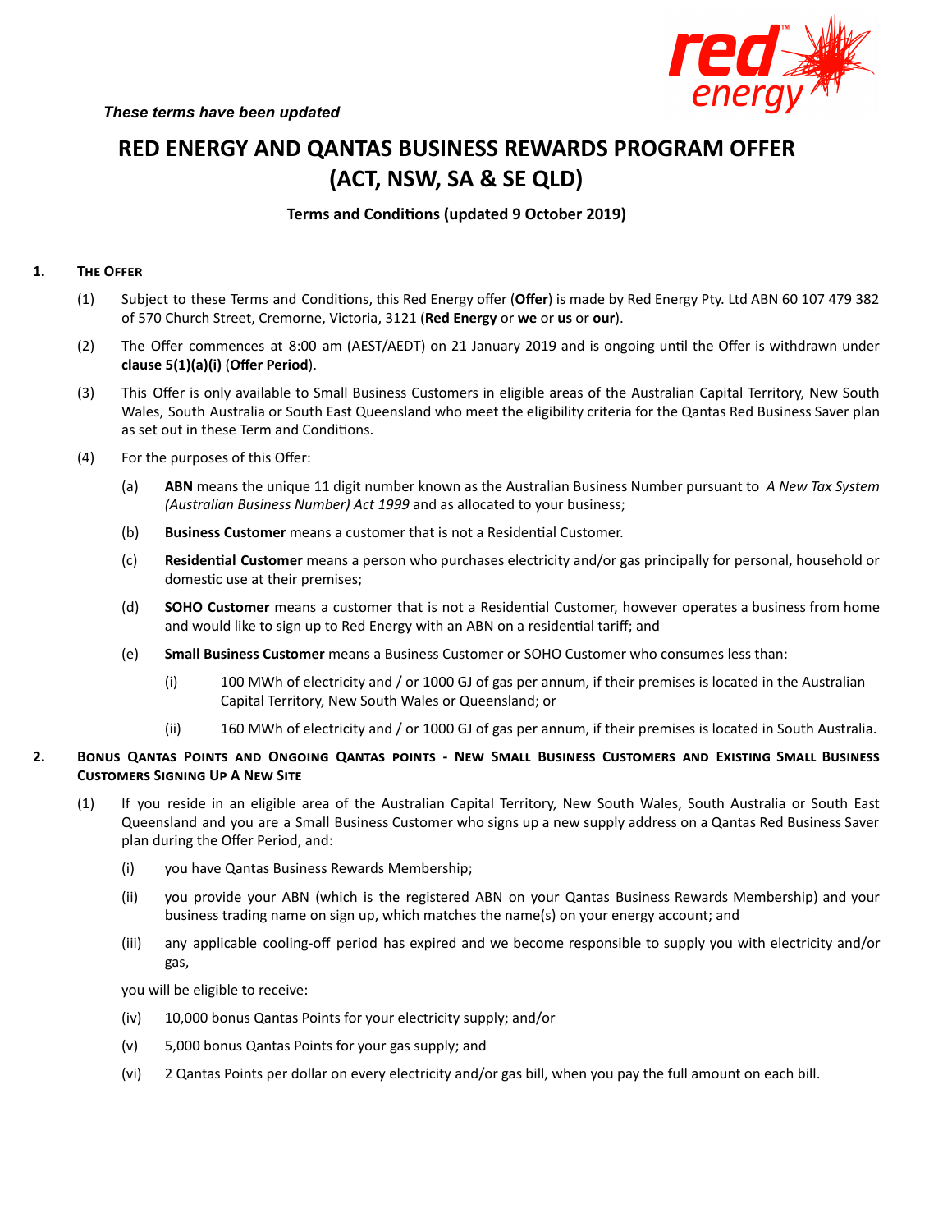*These terms have been updated*

# RED ENERGY AND QANTAS BUSINESS REWARDS PROGRAM OFFER (ACT, NSW, SA & SE QLD)

**Terms and Conditions (updated 9 October 2019)**

## 1. The Offer

(1) Subject to these Terms and Conditions, this Red Energy offer (**Offer**) is made by Red Energy Pty. Ltd ABN 60 107 479 382 of 570 Church Street, Cremorne, Victoria, 3121 (**Red Energy** or **we** or **us** or **our**).

(2) The Offer commences at 8:00 am (AEST/AEDT) on 21 January 2019 and is ongoing until the Offer is withdrawn under **clause 5(1)(a)(i)** (**Offer Period**).

(3) This Offer is only available to Small Business Customers in eligible areas of the Australian Capital Territory, New South Wales, South Australia or South East Queensland who meet the eligibility criteria for the Qantas Red Business Saver plan as set out in these Term and Conditions.

(4) For the purposes of this Offer:

(a) **ABN** means the unique 11 digit number known as the Australian Business Number pursuant to *A New Tax System (Australian Business Number) Act 1999* and as allocated to your business;

(b) **Business Customer** means a customer that is not a Residential Customer.

(c) **Residential Customer** means a person who purchases electricity and/or gas principally for personal, household or domestic use at their premises;

(d) **SOHO Customer** means a customer that is not a Residential Customer, however operates a business from home and would like to sign up to Red Energy with an ABN on a residential tariff; and

(e) **Small Business Customer** means a Business Customer or SOHO Customer who consumes less than:

(i) 100 MWh of electricity and / or 1000 GJ of gas per annum, if their premises is located in the Australian Capital Territory, New South Wales or Queensland; or

(ii) 160 MWh of electricity and / or 1000 GJ of gas per annum, if their premises is located in South Australia.

## 2. Bonus Qantas Points and Ongoing Qantas points - New Small Business Customers and Existing Small Business Customers Signing Up A New Site

(1) If you reside in an eligible area of the Australian Capital Territory, New South Wales, South Australia or South East Queensland and you are a Small Business Customer who signs up a new supply address on a Qantas Red Business Saver plan during the Offer Period, and:

(i) you have Qantas Business Rewards Membership;

(ii) you provide your ABN (which is the registered ABN on your Qantas Business Rewards Membership) and your business trading name on sign up, which matches the name(s) on your energy account; and

(iii) any applicable cooling-off period has expired and we become responsible to supply you with electricity and/or gas,

you will be eligible to receive:

(iv) 10,000 bonus Qantas Points for your electricity supply; and/or

(v) 5,000 bonus Qantas Points for your gas supply; and

(vi) 2 Qantas Points per dollar on every electricity and/or gas bill, when you pay the full amount on each bill.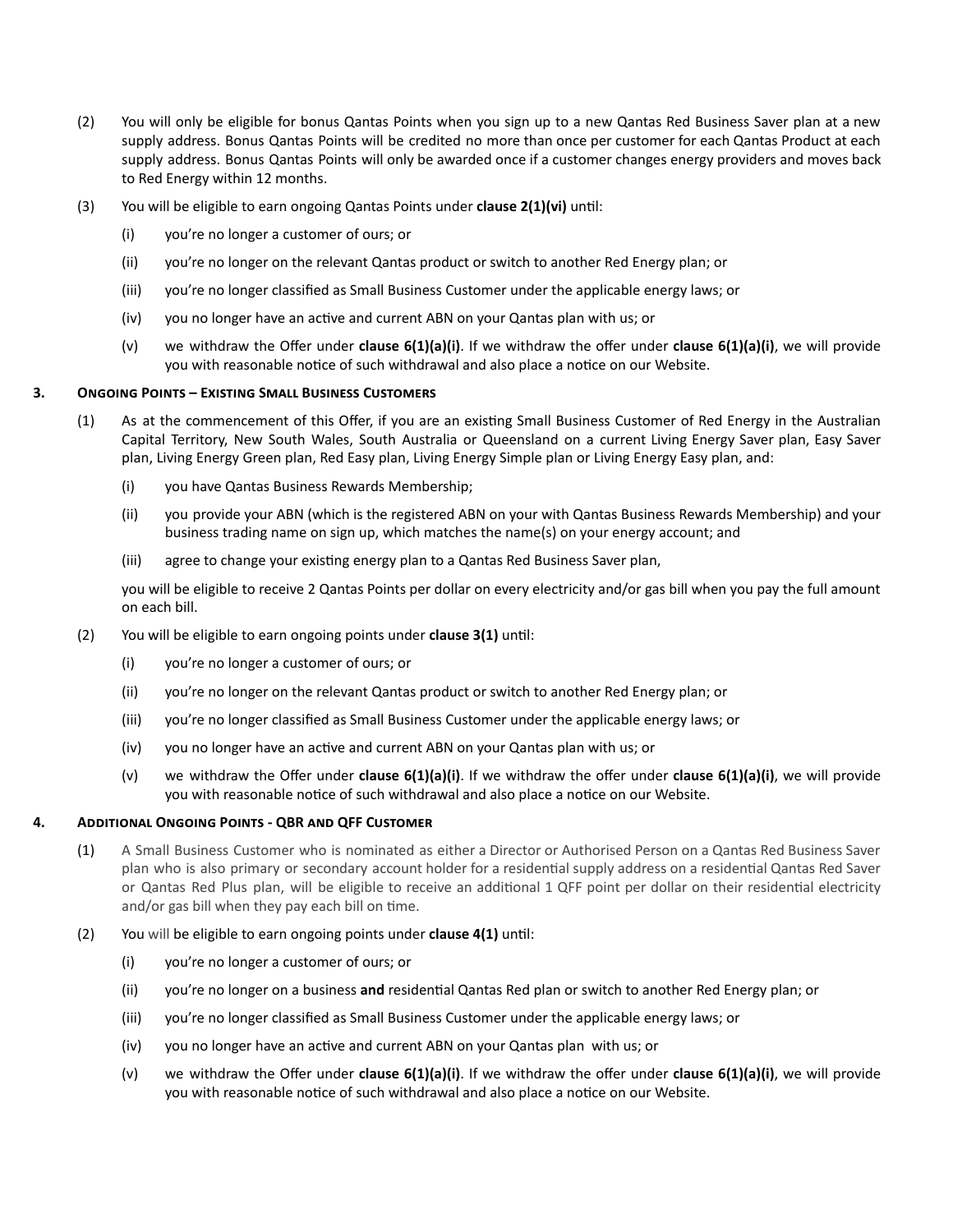(2) You will only be eligible for bonus Qantas Points when you sign up to a new Qantas Red Business Saver plan at a new supply address. Bonus Qantas Points will be credited no more than once per customer for each Qantas Product at each supply address. Bonus Qantas Points will only be awarded once if a customer changes energy providers and moves back to Red Energy within 12 months.

(3) You will be eligible to earn ongoing Qantas Points under **clause 2(1)(vi)** until:

- (i) you're no longer a customer of ours; or
- (ii) you're no longer on the relevant Qantas product or switch to another Red Energy plan; or
- (iii) you're no longer classified as Small Business Customer under the applicable energy laws; or
- (iv) you no longer have an active and current ABN on your Qantas plan with us; or
- (v) we withdraw the Offer under **clause 6(1)(a)(i)**. If we withdraw the offer under **clause 6(1)(a)(i)**, we will provide you with reasonable notice of such withdrawal and also place a notice on our Website.

## 3. Ongoing Points – Existing Small Business Customers

(1) As at the commencement of this Offer, if you are an existing Small Business Customer of Red Energy in the Australian Capital Territory, New South Wales, South Australia or Queensland on a current Living Energy Saver plan, Easy Saver plan, Living Energy Green plan, Red Easy plan, Living Energy Simple plan or Living Energy Easy plan, and:

- (i) you have Qantas Business Rewards Membership;
- (ii) you provide your ABN (which is the registered ABN on your with Qantas Business Rewards Membership) and your business trading name on sign up, which matches the name(s) on your energy account; and
- (iii) agree to change your existing energy plan to a Qantas Red Business Saver plan,

you will be eligible to receive 2 Qantas Points per dollar on every electricity and/or gas bill when you pay the full amount on each bill.

(2) You will be eligible to earn ongoing points under **clause 3(1)** until:

- (i) you're no longer a customer of ours; or
- (ii) you're no longer on the relevant Qantas product or switch to another Red Energy plan; or
- (iii) you're no longer classified as Small Business Customer under the applicable energy laws; or
- (iv) you no longer have an active and current ABN on your Qantas plan with us; or
- (v) we withdraw the Offer under **clause 6(1)(a)(i)**. If we withdraw the offer under **clause 6(1)(a)(i)**, we will provide you with reasonable notice of such withdrawal and also place a notice on our Website.

## 4. Additional Ongoing Points - QBR and QFF Customer

(1) A Small Business Customer who is nominated as either a Director or Authorised Person on a Qantas Red Business Saver plan who is also primary or secondary account holder for a residential supply address on a residential Qantas Red Saver or Qantas Red Plus plan, will be eligible to receive an additional 1 QFF point per dollar on their residential electricity and/or gas bill when they pay each bill on time.

(2) You will be eligible to earn ongoing points under **clause 4(1)** until:

- (i) you're no longer a customer of ours; or
- (ii) you're no longer on a business **and** residential Qantas Red plan or switch to another Red Energy plan; or
- (iii) you're no longer classified as Small Business Customer under the applicable energy laws; or
- (iv) you no longer have an active and current ABN on your Qantas plan with us; or
- (v) we withdraw the Offer under **clause 6(1)(a)(i)**. If we withdraw the offer under **clause 6(1)(a)(i)**, we will provide you with reasonable notice of such withdrawal and also place a notice on our Website.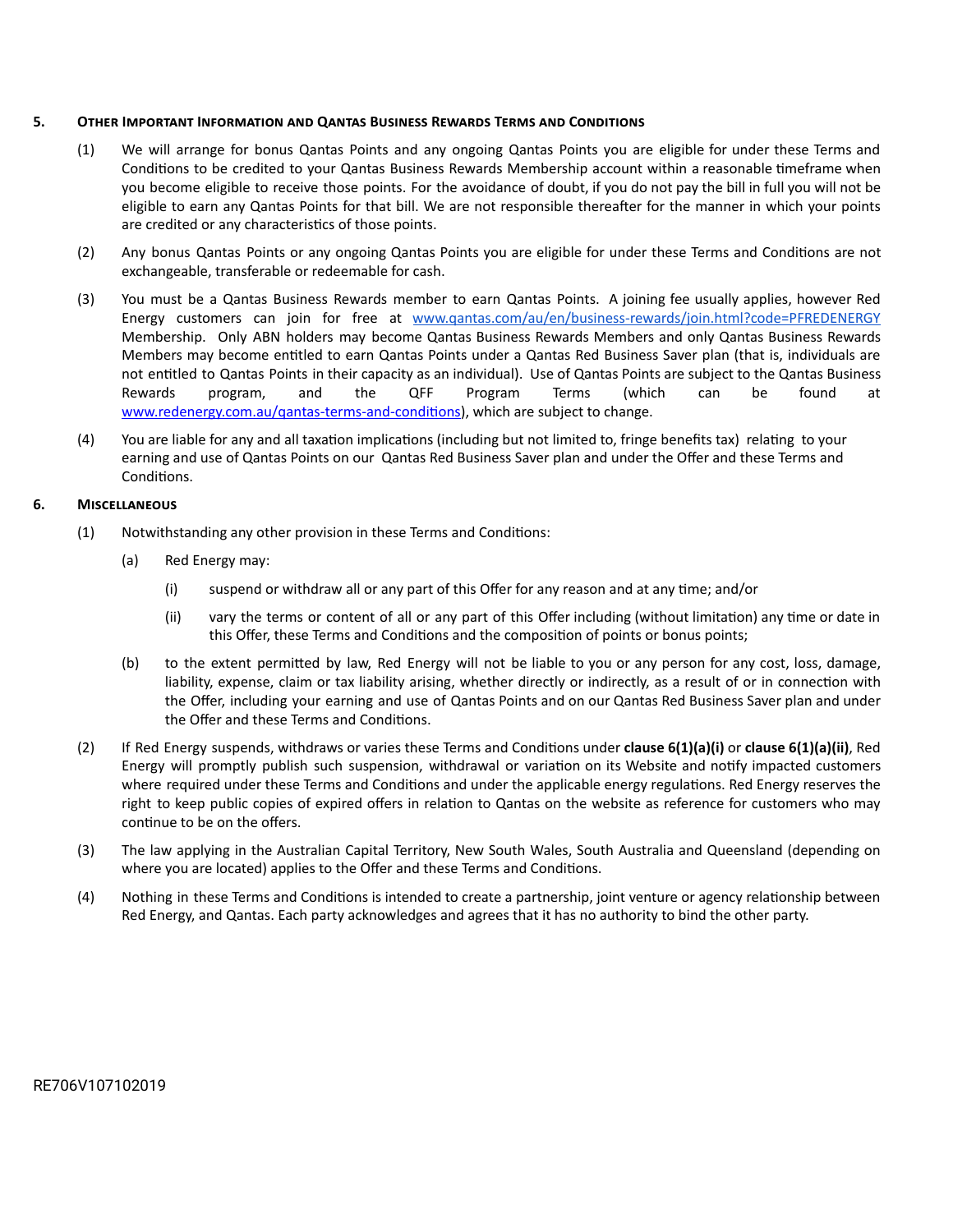## 5. Other Important Information and Qantas Business Rewards Terms and Conditions

(1) We will arrange for bonus Qantas Points and any ongoing Qantas Points you are eligible for under these Terms and Conditions to be credited to your Qantas Business Rewards Membership account within a reasonable timeframe when you become eligible to receive those points. For the avoidance of doubt, if you do not pay the bill in full you will not be eligible to earn any Qantas Points for that bill. We are not responsible thereafter for the manner in which your points are credited or any characteristics of those points.

(2) Any bonus Qantas Points or any ongoing Qantas Points you are eligible for under these Terms and Conditions are not exchangeable, transferable or redeemable for cash.

(3) You must be a Qantas Business Rewards member to earn Qantas Points. A joining fee usually applies, however Red Energy customers can join for free at www.qantas.com/au/en/business-rewards/join.html?code=PFREDENERGY Membership. Only ABN holders may become Qantas Business Rewards Members and only Qantas Business Rewards Members may become entitled to earn Qantas Points under a Qantas Red Business Saver plan (that is, individuals are not entitled to Qantas Points in their capacity as an individual). Use of Qantas Points are subject to the Qantas Business Rewards program, and the QFF Program Terms (which can be found at www.redenergy.com.au/qantas-terms-and-conditions), which are subject to change.

(4) You are liable for any and all taxation implications (including but not limited to, fringe benefits tax) relating to your earning and use of Qantas Points on our Qantas Red Business Saver plan and under the Offer and these Terms and Conditions.

## 6. Miscellaneous

(1) Notwithstanding any other provision in these Terms and Conditions:

- (a) Red Energy may:
  - (i) suspend or withdraw all or any part of this Offer for any reason and at any time; and/or
  - (ii) vary the terms or content of all or any part of this Offer including (without limitation) any time or date in this Offer, these Terms and Conditions and the composition of points or bonus points;
- (b) to the extent permitted by law, Red Energy will not be liable to you or any person for any cost, loss, damage, liability, expense, claim or tax liability arising, whether directly or indirectly, as a result of or in connection with the Offer, including your earning and use of Qantas Points and on our Qantas Red Business Saver plan and under the Offer and these Terms and Conditions.

(2) If Red Energy suspends, withdraws or varies these Terms and Conditions under **clause 6(1)(a)(i)** or **clause 6(1)(a)(ii)**, Red Energy will promptly publish such suspension, withdrawal or variation on its Website and notify impacted customers where required under these Terms and Conditions and under the applicable energy regulations. Red Energy reserves the right to keep public copies of expired offers in relation to Qantas on the website as reference for customers who may continue to be on the offers.

(3) The law applying in the Australian Capital Territory, New South Wales, South Australia and Queensland (depending on where you are located) applies to the Offer and these Terms and Conditions.

(4) Nothing in these Terms and Conditions is intended to create a partnership, joint venture or agency relationship between Red Energy, and Qantas. Each party acknowledges and agrees that it has no authority to bind the other party.

RE706V107102019